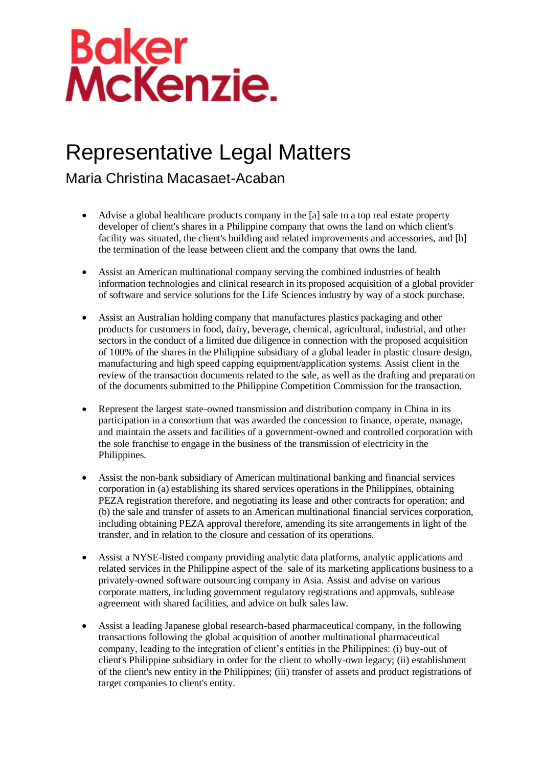Baker McKenzie.

# Representative Legal Matters

## Maria Christina Macasaet-Acaban

- Advise a global healthcare products company in the [a] sale to a top real estate property developer of client's shares in a Philippine company that owns the land on which client's facility was situated, the client's building and related improvements and accessories, and [b] the termination of the lease between client and the company that owns the land.

- Assist an American multinational company serving the combined industries of health information technologies and clinical research in its proposed acquisition of a global provider of software and service solutions for the Life Sciences industry by way of a stock purchase.

- Assist an Australian holding company that manufactures plastics packaging and other products for customers in food, dairy, beverage, chemical, agricultural, industrial, and other sectors in the conduct of a limited due diligence in connection with the proposed acquisition of 100% of the shares in the Philippine subsidiary of a global leader in plastic closure design, manufacturing and high speed capping equipment/application systems. Assist client in the review of the transaction documents related to the sale, as well as the drafting and preparation of the documents submitted to the Philippine Competition Commission for the transaction.

- Represent the largest state-owned transmission and distribution company in China in its participation in a consortium that was awarded the concession to finance, operate, manage, and maintain the assets and facilities of a government-owned and controlled corporation with the sole franchise to engage in the business of the transmission of electricity in the Philippines.

- Assist the non-bank subsidiary of American multinational banking and financial services corporation in (a) establishing its shared services operations in the Philippines, obtaining PEZA registration therefore, and negotiating its lease and other contracts for operation; and (b) the sale and transfer of assets to an American multinational financial services corporation, including obtaining PEZA approval therefore, amending its site arrangements in light of the transfer, and in relation to the closure and cessation of its operations.

- Assist a NYSE-listed company providing analytic data platforms, analytic applications and related services in the Philippine aspect of the sale of its marketing applications business to a privately-owned software outsourcing company in Asia. Assist and advise on various corporate matters, including government regulatory registrations and approvals, sublease agreement with shared facilities, and advice on bulk sales law.

- Assist a leading Japanese global research-based pharmaceutical company, in the following transactions following the global acquisition of another multinational pharmaceutical company, leading to the integration of client's entities in the Philippines: (i) buy-out of client's Philippine subsidiary in order for the client to wholly-own legacy; (ii) establishment of the client's new entity in the Philippines; (iii) transfer of assets and product registrations of target companies to client's entity.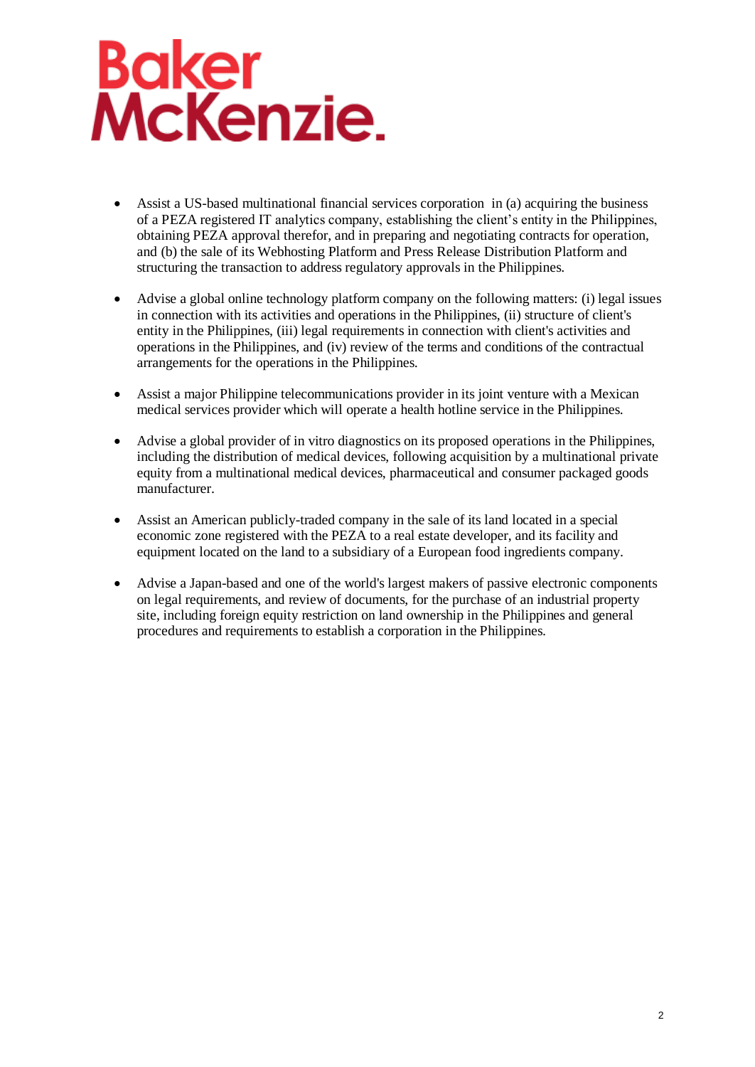- Assist a US-based multinational financial services corporation in (a) acquiring the business of a PEZA registered IT analytics company, establishing the client's entity in the Philippines, obtaining PEZA approval therefor, and in preparing and negotiating contracts for operation, and (b) the sale of its Webhosting Platform and Press Release Distribution Platform and structuring the transaction to address regulatory approvals in the Philippines.

- Advise a global online technology platform company on the following matters: (i) legal issues in connection with its activities and operations in the Philippines, (ii) structure of client's entity in the Philippines, (iii) legal requirements in connection with client's activities and operations in the Philippines, and (iv) review of the terms and conditions of the contractual arrangements for the operations in the Philippines.

- Assist a major Philippine telecommunications provider in its joint venture with a Mexican medical services provider which will operate a health hotline service in the Philippines.

- Advise a global provider of in vitro diagnostics on its proposed operations in the Philippines, including the distribution of medical devices, following acquisition by a multinational private equity from a multinational medical devices, pharmaceutical and consumer packaged goods manufacturer.

- Assist an American publicly-traded company in the sale of its land located in a special economic zone registered with the PEZA to a real estate developer, and its facility and equipment located on the land to a subsidiary of a European food ingredients company.

- Advise a Japan-based and one of the world's largest makers of passive electronic components on legal requirements, and review of documents, for the purchase of an industrial property site, including foreign equity restriction on land ownership in the Philippines and general procedures and requirements to establish a corporation in the Philippines.